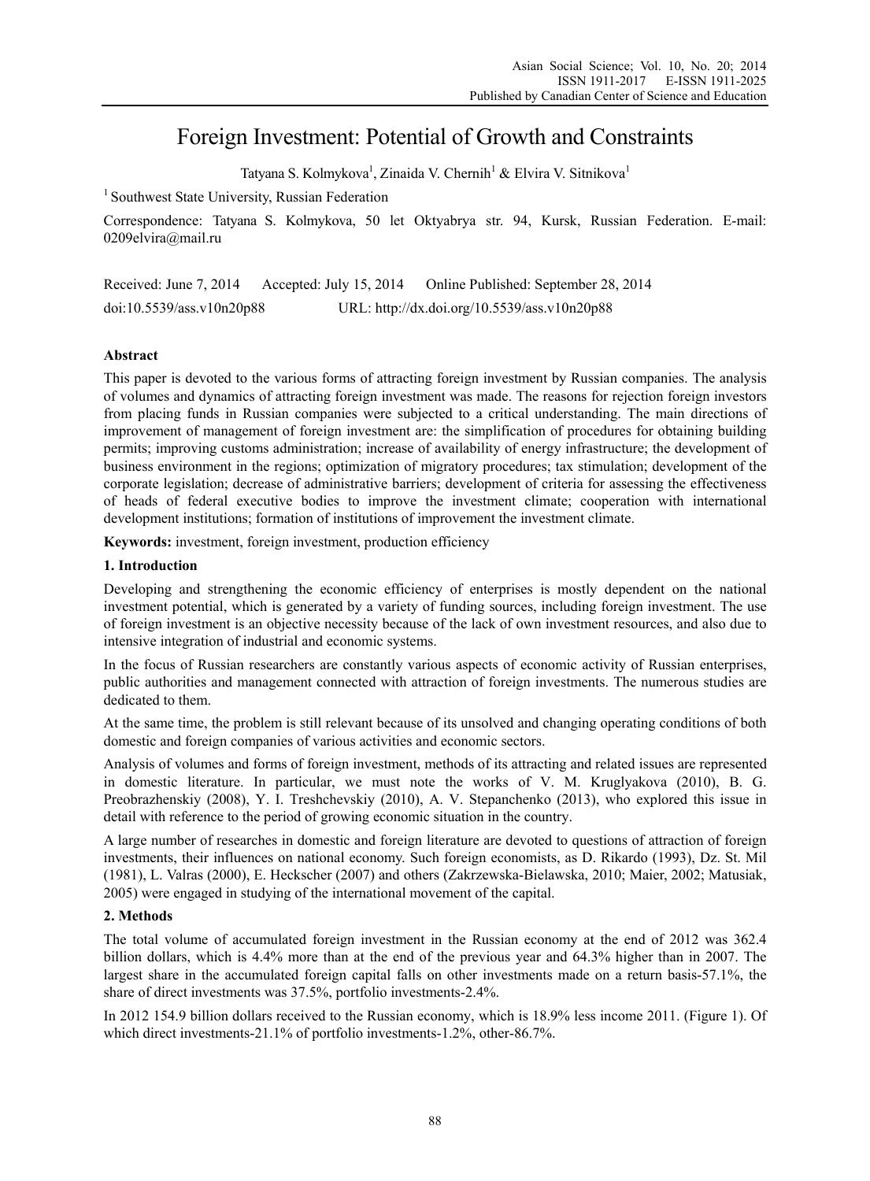# Foreign Investment: Potential of Growth and Constraints

Tatyana S. Kolmykova[1], Zinaida V. Chernih[1] & Elvira V. Sitnikova[1]

[1] Southwest State University, Russian Federation

Correspondence: Tatyana S. Kolmykova, 50 let Oktyabrya str. 94, Kursk, Russian Federation. E-mail: 0209elvira@mail.ru

Received: June 7, 2014  Accepted: July 15, 2014  Online Published: September 28, 2014

doi:10.5539/ass.v10n20p88  URL: http://dx.doi.org/10.5539/ass.v10n20p88

## Abstract

This paper is devoted to the various forms of attracting foreign investment by Russian companies. The analysis of volumes and dynamics of attracting foreign investment was made. The reasons for rejection foreign investors from placing funds in Russian companies were subjected to a critical understanding. The main directions of improvement of management of foreign investment are: the simplification of procedures for obtaining building permits; improving customs administration; increase of availability of energy infrastructure; the development of business environment in the regions; optimization of migratory procedures; tax stimulation; development of the corporate legislation; decrease of administrative barriers; development of criteria for assessing the effectiveness of heads of federal executive bodies to improve the investment climate; cooperation with international development institutions; formation of institutions of improvement the investment climate.

**Keywords:** investment, foreign investment, production efficiency

## 1. Introduction

Developing and strengthening the economic efficiency of enterprises is mostly dependent on the national investment potential, which is generated by a variety of funding sources, including foreign investment. The use of foreign investment is an objective necessity because of the lack of own investment resources, and also due to intensive integration of industrial and economic systems.

In the focus of Russian researchers are constantly various aspects of economic activity of Russian enterprises, public authorities and management connected with attraction of foreign investments. The numerous studies are dedicated to them.

At the same time, the problem is still relevant because of its unsolved and changing operating conditions of both domestic and foreign companies of various activities and economic sectors.

Analysis of volumes and forms of foreign investment, methods of its attracting and related issues are represented in domestic literature. In particular, we must note the works of V. M. Kruglyakova (2010), B. G. Preobrazhenskiy (2008), Y. I. Treshchevskiy (2010), A. V. Stepanchenko (2013), who explored this issue in detail with reference to the period of growing economic situation in the country.

A large number of researches in domestic and foreign literature are devoted to questions of attraction of foreign investments, their influences on national economy. Such foreign economists, as D. Rikardo (1993), Dz. St. Mil (1981), L. Valras (2000), E. Heckscher (2007) and others (Zakrzewska-Bielawska, 2010; Maier, 2002; Matusiak, 2005) were engaged in studying of the international movement of the capital.

## 2. Methods

The total volume of accumulated foreign investment in the Russian economy at the end of 2012 was 362.4 billion dollars, which is 4.4% more than at the end of the previous year and 64.3% higher than in 2007. The largest share in the accumulated foreign capital falls on other investments made on a return basis-57.1%, the share of direct investments was 37.5%, portfolio investments-2.4%.

In 2012 154.9 billion dollars received to the Russian economy, which is 18.9% less income 2011. (Figure 1). Of which direct investments-21.1% of portfolio investments-1.2%, other-86.7%.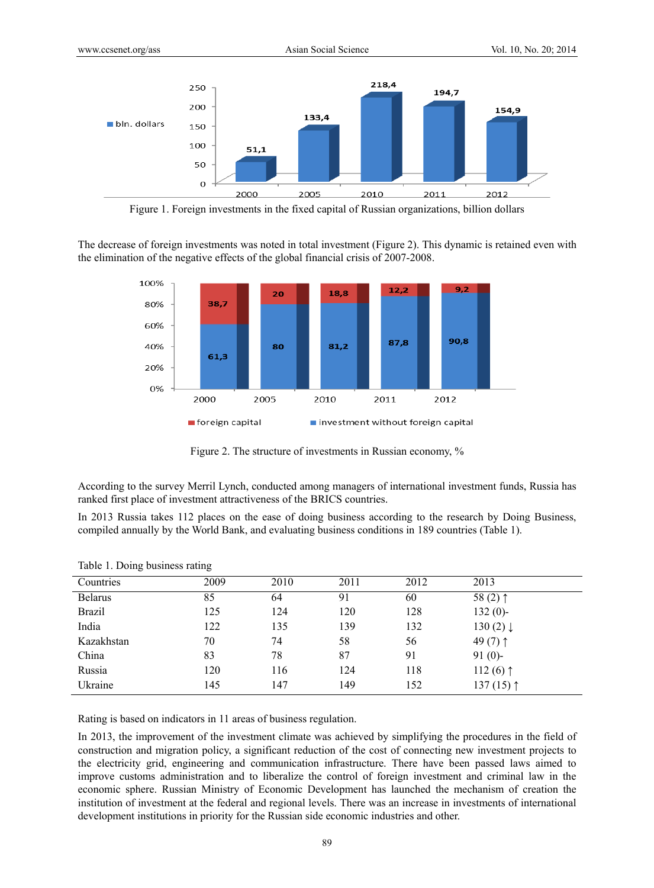Figure 1. Foreign investments in the fixed capital of Russian organizations, billion dollars

The decrease of foreign investments was noted in total investment (Figure 2). This dynamic is retained even with the elimination of the negative effects of the global financial crisis of 2007-2008.

Figure 2. The structure of investments in Russian economy, %

According to the survey Merril Lynch, conducted among managers of international investment funds, Russia has ranked first place of investment attractiveness of the BRICS countries.

In 2013 Russia takes 112 places on the ease of doing business according to the research by Doing Business, compiled annually by the World Bank, and evaluating business conditions in 189 countries (Table 1).

Table 1. Doing business rating

| Countries | 2009 | 2010 | 2011 | 2012 | 2013 |
|---|---|---|---|---|---|
| Belarus | 85 | 64 | 91 | 60 | 58 (2) ↑ |
| Brazil | 125 | 124 | 120 | 128 | 132 (0)- |
| India | 122 | 135 | 139 | 132 | 130 (2) ↓ |
| Kazakhstan | 70 | 74 | 58 | 56 | 49 (7) ↑ |
| China | 83 | 78 | 87 | 91 | 91 (0)- |
| Russia | 120 | 116 | 124 | 118 | 112 (6) ↑ |
| Ukraine | 145 | 147 | 149 | 152 | 137 (15) ↑ |

Rating is based on indicators in 11 areas of business regulation.

In 2013, the improvement of the investment climate was achieved by simplifying the procedures in the field of construction and migration policy, a significant reduction of the cost of connecting new investment projects to the electricity grid, engineering and communication infrastructure. There have been passed laws aimed to improve customs administration and to liberalize the control of foreign investment and criminal law in the economic sphere. Russian Ministry of Economic Development has launched the mechanism of creation the institution of investment at the federal and regional levels. There was an increase in investments of international development institutions in priority for the Russian side economic industries and other.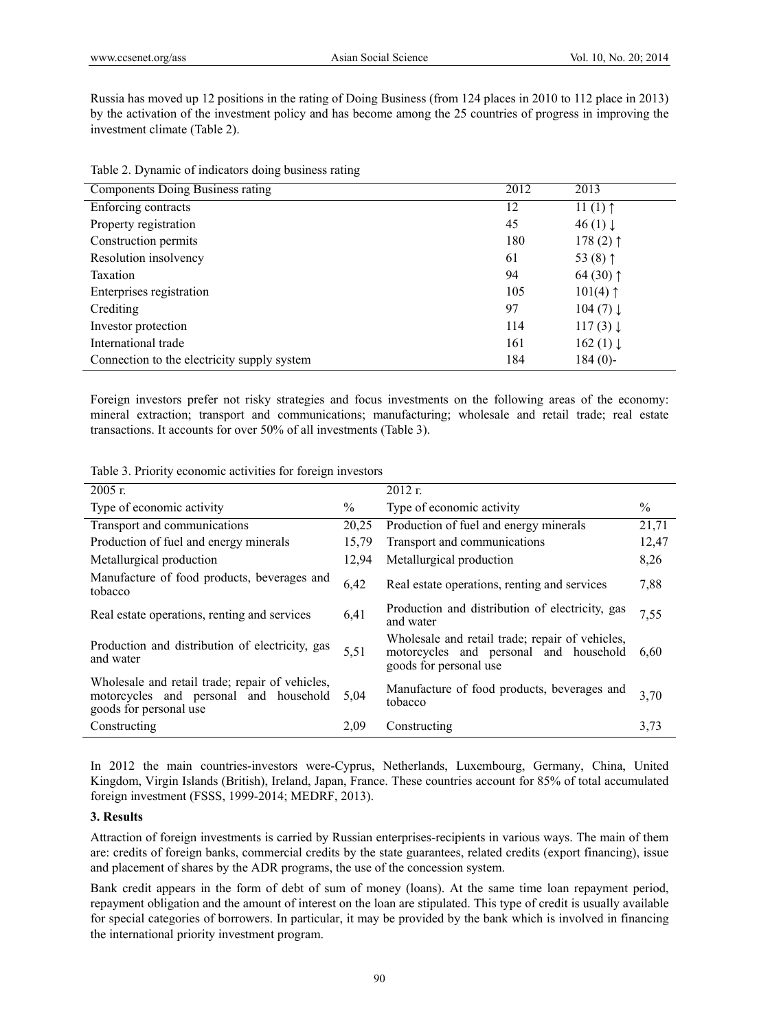Russia has moved up 12 positions in the rating of Doing Business (from 124 places in 2010 to 112 place in 2013) by the activation of the investment policy and has become among the 25 countries of progress in improving the investment climate (Table 2).

Table 2. Dynamic of indicators doing business rating

| Components Doing Business rating | 2012 | 2013 |
|---|---|---|
| Enforcing contracts | 12 | 11 (1) ↑ |
| Property registration | 45 | 46 (1) ↓ |
| Construction permits | 180 | 178 (2) ↑ |
| Resolution insolvency | 61 | 53 (8) ↑ |
| Taxation | 94 | 64 (30) ↑ |
| Enterprises registration | 105 | 101(4) ↑ |
| Crediting | 97 | 104 (7) ↓ |
| Investor protection | 114 | 117 (3) ↓ |
| International trade | 161 | 162 (1) ↓ |
| Connection to the electricity supply system | 184 | 184 (0)- |

Foreign investors prefer not risky strategies and focus investments on the following areas of the economy: mineral extraction; transport and communications; manufacturing; wholesale and retail trade; real estate transactions. It accounts for over 50% of all investments (Table 3).

Table 3. Priority economic activities for foreign investors

| 2005 г. | | 2012 г. | |
|---|---|---|---|
| Type of economic activity | % | Type of economic activity | % |
| Transport and communications | 20,25 | Production of fuel and energy minerals | 21,71 |
| Production of fuel and energy minerals | 15,79 | Transport and communications | 12,47 |
| Metallurgical production | 12,94 | Metallurgical production | 8,26 |
| Manufacture of food products, beverages and tobacco | 6,42 | Real estate operations, renting and services | 7,88 |
| Real estate operations, renting and services | 6,41 | Production and distribution of electricity, gas and water | 7,55 |
| Production and distribution of electricity, gas and water | 5,51 | Wholesale and retail trade; repair of vehicles, motorcycles and personal and household goods for personal use | 6,60 |
| Wholesale and retail trade; repair of vehicles, motorcycles and personal and household goods for personal use | 5,04 | Manufacture of food products, beverages and tobacco | 3,70 |
| Constructing | 2,09 | Constructing | 3,73 |

In 2012 the main countries-investors were-Cyprus, Netherlands, Luxembourg, Germany, China, United Kingdom, Virgin Islands (British), Ireland, Japan, France. These countries account for 85% of total accumulated foreign investment (FSSS, 1999-2014; MEDRF, 2013).

### 3. Results

Attraction of foreign investments is carried by Russian enterprises-recipients in various ways. The main of them are: credits of foreign banks, commercial credits by the state guarantees, related credits (export financing), issue and placement of shares by the ADR programs, the use of the concession system.

Bank credit appears in the form of debt of sum of money (loans). At the same time loan repayment period, repayment obligation and the amount of interest on the loan are stipulated. This type of credit is usually available for special categories of borrowers. In particular, it may be provided by the bank which is involved in financing the international priority investment program.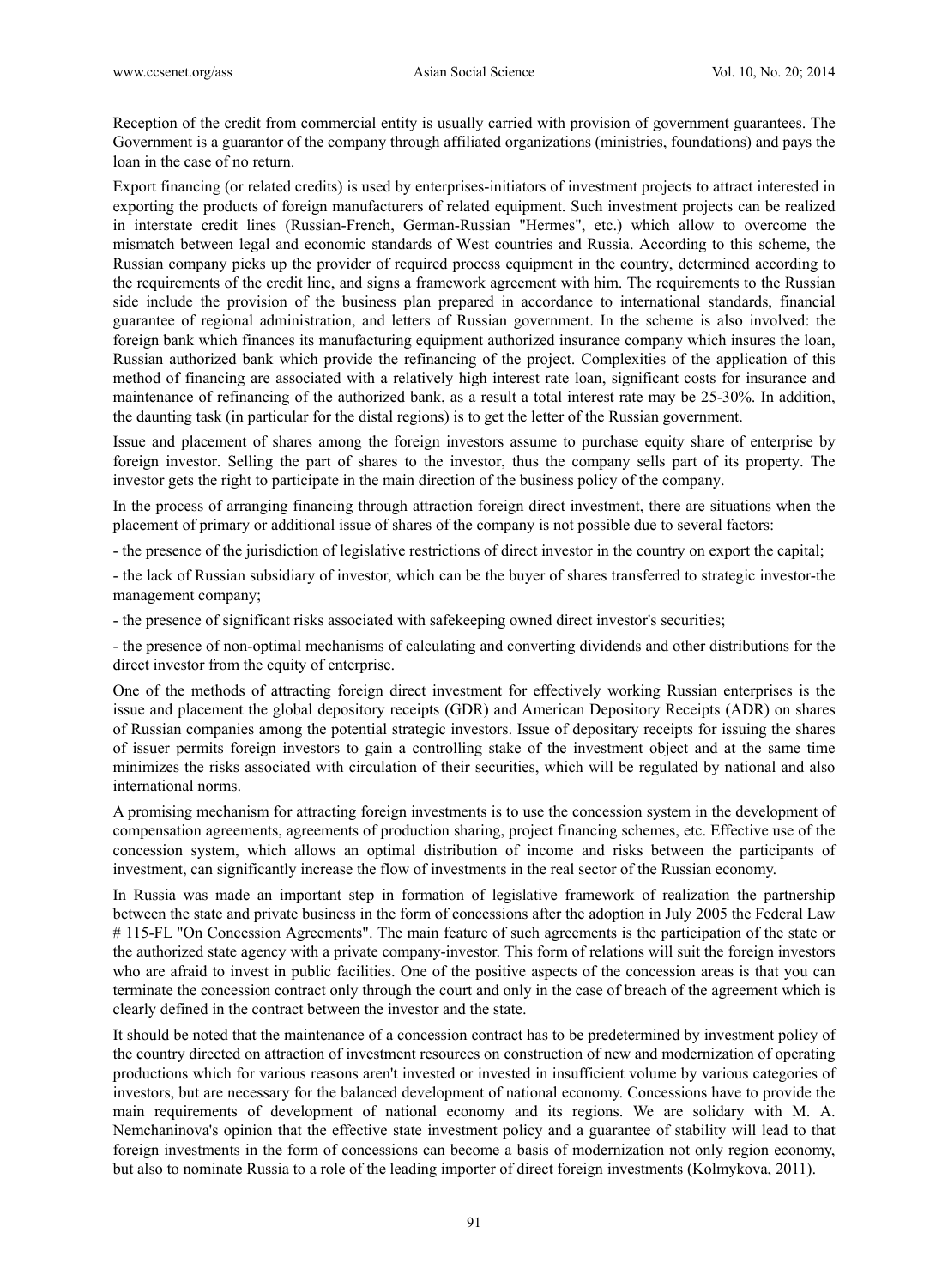Reception of the credit from commercial entity is usually carried with provision of government guarantees. The Government is a guarantor of the company through affiliated organizations (ministries, foundations) and pays the loan in the case of no return.

Export financing (or related credits) is used by enterprises-initiators of investment projects to attract interested in exporting the products of foreign manufacturers of related equipment. Such investment projects can be realized in interstate credit lines (Russian-French, German-Russian "Hermes", etc.) which allow to overcome the mismatch between legal and economic standards of West countries and Russia. According to this scheme, the Russian company picks up the provider of required process equipment in the country, determined according to the requirements of the credit line, and signs a framework agreement with him. The requirements to the Russian side include the provision of the business plan prepared in accordance to international standards, financial guarantee of regional administration, and letters of Russian government. In the scheme is also involved: the foreign bank which finances its manufacturing equipment authorized insurance company which insures the loan, Russian authorized bank which provide the refinancing of the project. Complexities of the application of this method of financing are associated with a relatively high interest rate loan, significant costs for insurance and maintenance of refinancing of the authorized bank, as a result a total interest rate may be 25-30%. In addition, the daunting task (in particular for the distal regions) is to get the letter of the Russian government.

Issue and placement of shares among the foreign investors assume to purchase equity share of enterprise by foreign investor. Selling the part of shares to the investor, thus the company sells part of its property. The investor gets the right to participate in the main direction of the business policy of the company.

In the process of arranging financing through attraction foreign direct investment, there are situations when the placement of primary or additional issue of shares of the company is not possible due to several factors:

- the presence of the jurisdiction of legislative restrictions of direct investor in the country on export the capital;

- the lack of Russian subsidiary of investor, which can be the buyer of shares transferred to strategic investor-the management company;

- the presence of significant risks associated with safekeeping owned direct investor's securities;

- the presence of non-optimal mechanisms of calculating and converting dividends and other distributions for the direct investor from the equity of enterprise.

One of the methods of attracting foreign direct investment for effectively working Russian enterprises is the issue and placement the global depository receipts (GDR) and American Depository Receipts (ADR) on shares of Russian companies among the potential strategic investors. Issue of depositary receipts for issuing the shares of issuer permits foreign investors to gain a controlling stake of the investment object and at the same time minimizes the risks associated with circulation of their securities, which will be regulated by national and also international norms.

A promising mechanism for attracting foreign investments is to use the concession system in the development of compensation agreements, agreements of production sharing, project financing schemes, etc. Effective use of the concession system, which allows an optimal distribution of income and risks between the participants of investment, can significantly increase the flow of investments in the real sector of the Russian economy.

In Russia was made an important step in formation of legislative framework of realization the partnership between the state and private business in the form of concessions after the adoption in July 2005 the Federal Law # 115-FL "On Concession Agreements". The main feature of such agreements is the participation of the state or the authorized state agency with a private company-investor. This form of relations will suit the foreign investors who are afraid to invest in public facilities. One of the positive aspects of the concession areas is that you can terminate the concession contract only through the court and only in the case of breach of the agreement which is clearly defined in the contract between the investor and the state.

It should be noted that the maintenance of a concession contract has to be predetermined by investment policy of the country directed on attraction of investment resources on construction of new and modernization of operating productions which for various reasons aren't invested or invested in insufficient volume by various categories of investors, but are necessary for the balanced development of national economy. Concessions have to provide the main requirements of development of national economy and its regions. We are solidary with M. A. Nemchaninova's opinion that the effective state investment policy and a guarantee of stability will lead to that foreign investments in the form of concessions can become a basis of modernization not only region economy, but also to nominate Russia to a role of the leading importer of direct foreign investments (Kolmykova, 2011).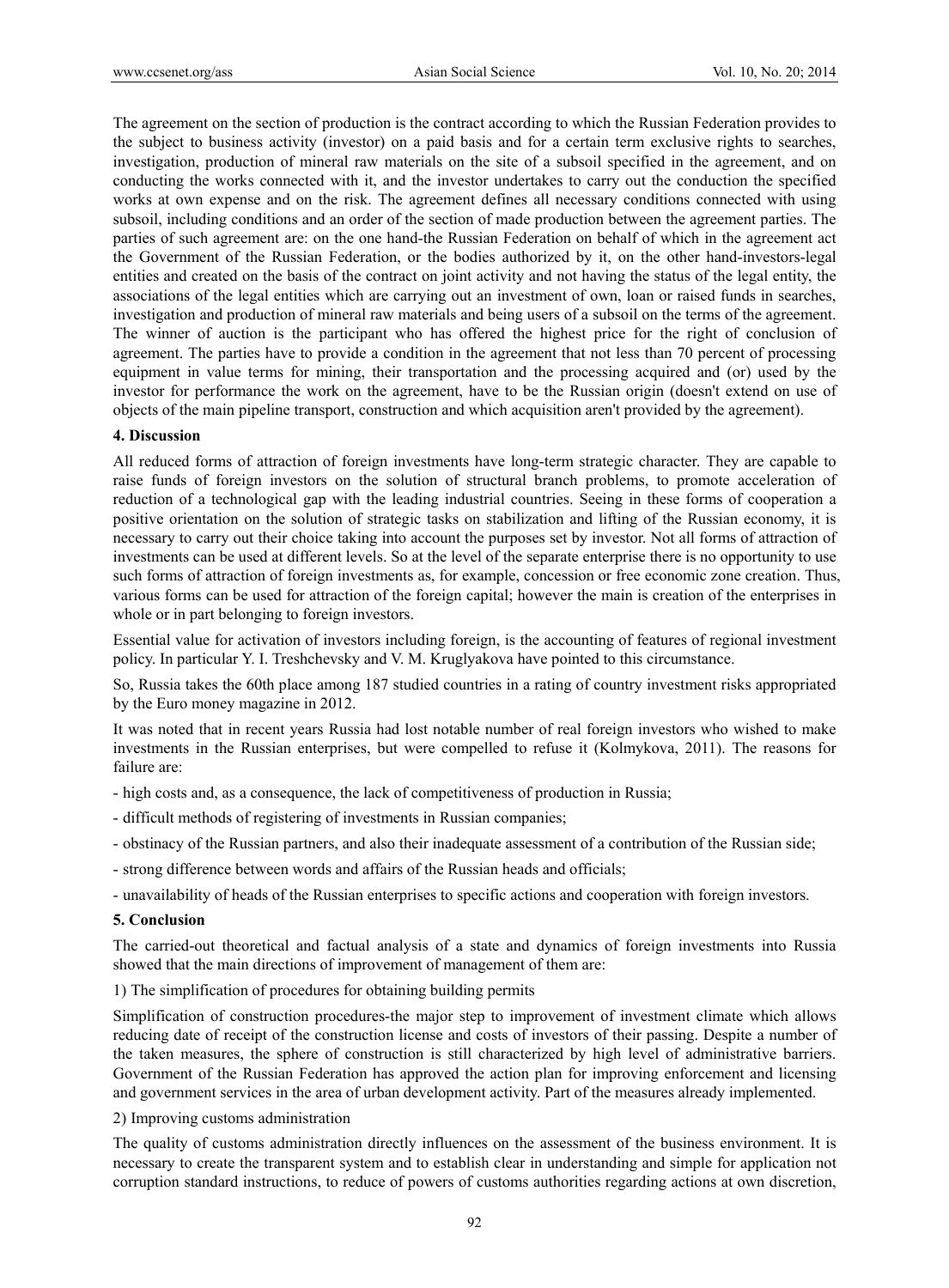The agreement on the section of production is the contract according to which the Russian Federation provides to the subject to business activity (investor) on a paid basis and for a certain term exclusive rights to searches, investigation, production of mineral raw materials on the site of a subsoil specified in the agreement, and on conducting the works connected with it, and the investor undertakes to carry out the conduction the specified works at own expense and on the risk. The agreement defines all necessary conditions connected with using subsoil, including conditions and an order of the section of made production between the agreement parties. The parties of such agreement are: on the one hand-the Russian Federation on behalf of which in the agreement act the Government of the Russian Federation, or the bodies authorized by it, on the other hand-investors-legal entities and created on the basis of the contract on joint activity and not having the status of the legal entity, the associations of the legal entities which are carrying out an investment of own, loan or raised funds in searches, investigation and production of mineral raw materials and being users of a subsoil on the terms of the agreement. The winner of auction is the participant who has offered the highest price for the right of conclusion of agreement. The parties have to provide a condition in the agreement that not less than 70 percent of processing equipment in value terms for mining, their transportation and the processing acquired and (or) used by the investor for performance the work on the agreement, have to be the Russian origin (doesn't extend on use of objects of the main pipeline transport, construction and which acquisition aren't provided by the agreement).

## 4. Discussion

All reduced forms of attraction of foreign investments have long-term strategic character. They are capable to raise funds of foreign investors on the solution of structural branch problems, to promote acceleration of reduction of a technological gap with the leading industrial countries. Seeing in these forms of cooperation a positive orientation on the solution of strategic tasks on stabilization and lifting of the Russian economy, it is necessary to carry out their choice taking into account the purposes set by investor. Not all forms of attraction of investments can be used at different levels. So at the level of the separate enterprise there is no opportunity to use such forms of attraction of foreign investments as, for example, concession or free economic zone creation. Thus, various forms can be used for attraction of the foreign capital; however the main is creation of the enterprises in whole or in part belonging to foreign investors.

Essential value for activation of investors including foreign, is the accounting of features of regional investment policy. In particular Y. I. Treshchevsky and V. M. Kruglyakova have pointed to this circumstance.

So, Russia takes the 60th place among 187 studied countries in a rating of country investment risks appropriated by the Euro money magazine in 2012.

It was noted that in recent years Russia had lost notable number of real foreign investors who wished to make investments in the Russian enterprises, but were compelled to refuse it (Kolmykova, 2011). The reasons for failure are:

- high costs and, as a consequence, the lack of competitiveness of production in Russia;
- difficult methods of registering of investments in Russian companies;
- obstinacy of the Russian partners, and also their inadequate assessment of a contribution of the Russian side;
- strong difference between words and affairs of the Russian heads and officials;
- unavailability of heads of the Russian enterprises to specific actions and cooperation with foreign investors.

## 5. Conclusion

The carried-out theoretical and factual analysis of a state and dynamics of foreign investments into Russia showed that the main directions of improvement of management of them are:

1) The simplification of procedures for obtaining building permits

Simplification of construction procedures-the major step to improvement of investment climate which allows reducing date of receipt of the construction license and costs of investors of their passing. Despite a number of the taken measures, the sphere of construction is still characterized by high level of administrative barriers. Government of the Russian Federation has approved the action plan for improving enforcement and licensing and government services in the area of urban development activity. Part of the measures already implemented.

2) Improving customs administration

The quality of customs administration directly influences on the assessment of the business environment. It is necessary to create the transparent system and to establish clear in understanding and simple for application not corruption standard instructions, to reduce of powers of customs authorities regarding actions at own discretion,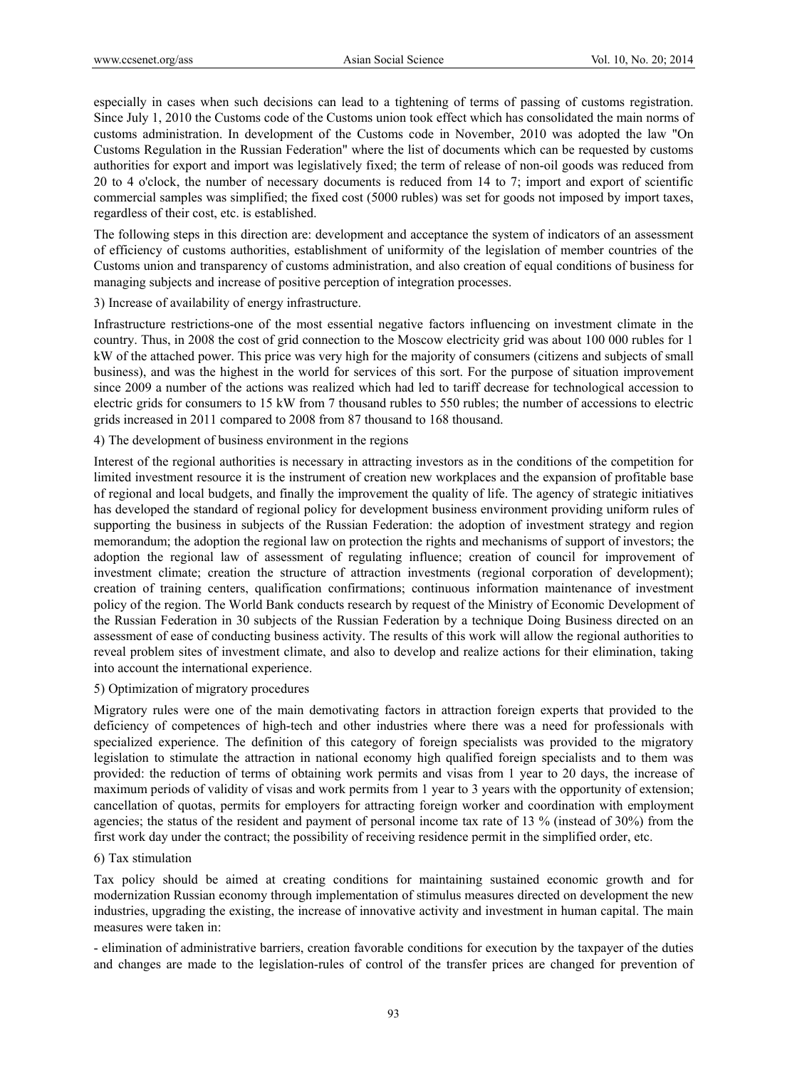especially in cases when such decisions can lead to a tightening of terms of passing of customs registration. Since July 1, 2010 the Customs code of the Customs union took effect which has consolidated the main norms of customs administration. In development of the Customs code in November, 2010 was adopted the law "On Customs Regulation in the Russian Federation" where the list of documents which can be requested by customs authorities for export and import was legislatively fixed; the term of release of non-oil goods was reduced from 20 to 4 o'clock, the number of necessary documents is reduced from 14 to 7; import and export of scientific commercial samples was simplified; the fixed cost (5000 rubles) was set for goods not imposed by import taxes, regardless of their cost, etc. is established.

The following steps in this direction are: development and acceptance the system of indicators of an assessment of efficiency of customs authorities, establishment of uniformity of the legislation of member countries of the Customs union and transparency of customs administration, and also creation of equal conditions of business for managing subjects and increase of positive perception of integration processes.

3) Increase of availability of energy infrastructure.

Infrastructure restrictions-one of the most essential negative factors influencing on investment climate in the country. Thus, in 2008 the cost of grid connection to the Moscow electricity grid was about 100 000 rubles for 1 kW of the attached power. This price was very high for the majority of consumers (citizens and subjects of small business), and was the highest in the world for services of this sort. For the purpose of situation improvement since 2009 a number of the actions was realized which had led to tariff decrease for technological accession to electric grids for consumers to 15 kW from 7 thousand rubles to 550 rubles; the number of accessions to electric grids increased in 2011 compared to 2008 from 87 thousand to 168 thousand.

4) The development of business environment in the regions

Interest of the regional authorities is necessary in attracting investors as in the conditions of the competition for limited investment resource it is the instrument of creation new workplaces and the expansion of profitable base of regional and local budgets, and finally the improvement the quality of life. The agency of strategic initiatives has developed the standard of regional policy for development business environment providing uniform rules of supporting the business in subjects of the Russian Federation: the adoption of investment strategy and region memorandum; the adoption the regional law on protection the rights and mechanisms of support of investors; the adoption the regional law of assessment of regulating influence; creation of council for improvement of investment climate; creation the structure of attraction investments (regional corporation of development); creation of training centers, qualification confirmations; continuous information maintenance of investment policy of the region. The World Bank conducts research by request of the Ministry of Economic Development of the Russian Federation in 30 subjects of the Russian Federation by a technique Doing Business directed on an assessment of ease of conducting business activity. The results of this work will allow the regional authorities to reveal problem sites of investment climate, and also to develop and realize actions for their elimination, taking into account the international experience.

5) Optimization of migratory procedures

Migratory rules were one of the main demotivating factors in attraction foreign experts that provided to the deficiency of competences of high-tech and other industries where there was a need for professionals with specialized experience. The definition of this category of foreign specialists was provided to the migratory legislation to stimulate the attraction in national economy high qualified foreign specialists and to them was provided: the reduction of terms of obtaining work permits and visas from 1 year to 20 days, the increase of maximum periods of validity of visas and work permits from 1 year to 3 years with the opportunity of extension; cancellation of quotas, permits for employers for attracting foreign worker and coordination with employment agencies; the status of the resident and payment of personal income tax rate of 13 % (instead of 30%) from the first work day under the contract; the possibility of receiving residence permit in the simplified order, etc.

6) Tax stimulation

Tax policy should be aimed at creating conditions for maintaining sustained economic growth and for modernization Russian economy through implementation of stimulus measures directed on development the new industries, upgrading the existing, the increase of innovative activity and investment in human capital. The main measures were taken in:

- elimination of administrative barriers, creation favorable conditions for execution by the taxpayer of the duties and changes are made to the legislation-rules of control of the transfer prices are changed for prevention of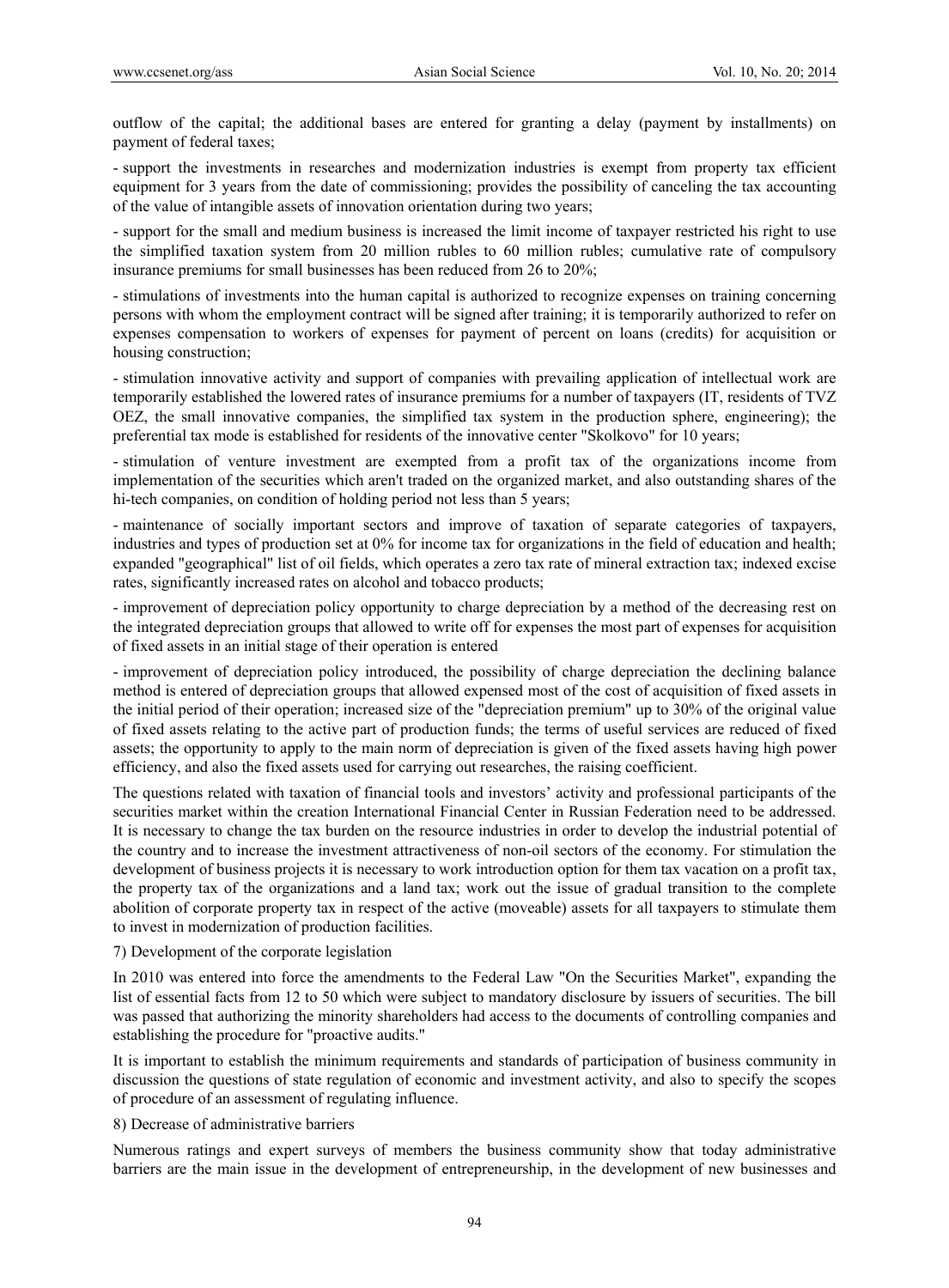outflow of the capital; the additional bases are entered for granting a delay (payment by installments) on payment of federal taxes;

- support the investments in researches and modernization industries is exempt from property tax efficient equipment for 3 years from the date of commissioning; provides the possibility of canceling the tax accounting of the value of intangible assets of innovation orientation during two years;

- support for the small and medium business is increased the limit income of taxpayer restricted his right to use the simplified taxation system from 20 million rubles to 60 million rubles; cumulative rate of compulsory insurance premiums for small businesses has been reduced from 26 to 20%;

- stimulations of investments into the human capital is authorized to recognize expenses on training concerning persons with whom the employment contract will be signed after training; it is temporarily authorized to refer on expenses compensation to workers of expenses for payment of percent on loans (credits) for acquisition or housing construction;

- stimulation innovative activity and support of companies with prevailing application of intellectual work are temporarily established the lowered rates of insurance premiums for a number of taxpayers (IT, residents of TVZ OEZ, the small innovative companies, the simplified tax system in the production sphere, engineering); the preferential tax mode is established for residents of the innovative center "Skolkovo" for 10 years;

- stimulation of venture investment are exempted from a profit tax of the organizations income from implementation of the securities which aren't traded on the organized market, and also outstanding shares of the hi-tech companies, on condition of holding period not less than 5 years;

- maintenance of socially important sectors and improve of taxation of separate categories of taxpayers, industries and types of production set at 0% for income tax for organizations in the field of education and health; expanded "geographical" list of oil fields, which operates a zero tax rate of mineral extraction tax; indexed excise rates, significantly increased rates on alcohol and tobacco products;

- improvement of depreciation policy opportunity to charge depreciation by a method of the decreasing rest on the integrated depreciation groups that allowed to write off for expenses the most part of expenses for acquisition of fixed assets in an initial stage of their operation is entered

- improvement of depreciation policy introduced, the possibility of charge depreciation the declining balance method is entered of depreciation groups that allowed expensed most of the cost of acquisition of fixed assets in the initial period of their operation; increased size of the "depreciation premium" up to 30% of the original value of fixed assets relating to the active part of production funds; the terms of useful services are reduced of fixed assets; the opportunity to apply to the main norm of depreciation is given of the fixed assets having high power efficiency, and also the fixed assets used for carrying out researches, the raising coefficient.

The questions related with taxation of financial tools and investors' activity and professional participants of the securities market within the creation International Financial Center in Russian Federation need to be addressed. It is necessary to change the tax burden on the resource industries in order to develop the industrial potential of the country and to increase the investment attractiveness of non-oil sectors of the economy. For stimulation the development of business projects it is necessary to work introduction option for them tax vacation on a profit tax, the property tax of the organizations and a land tax; work out the issue of gradual transition to the complete abolition of corporate property tax in respect of the active (moveable) assets for all taxpayers to stimulate them to invest in modernization of production facilities.

7) Development of the corporate legislation

In 2010 was entered into force the amendments to the Federal Law "On the Securities Market", expanding the list of essential facts from 12 to 50 which were subject to mandatory disclosure by issuers of securities. The bill was passed that authorizing the minority shareholders had access to the documents of controlling companies and establishing the procedure for "proactive audits."

It is important to establish the minimum requirements and standards of participation of business community in discussion the questions of state regulation of economic and investment activity, and also to specify the scopes of procedure of an assessment of regulating influence.

8) Decrease of administrative barriers

Numerous ratings and expert surveys of members the business community show that today administrative barriers are the main issue in the development of entrepreneurship, in the development of new businesses and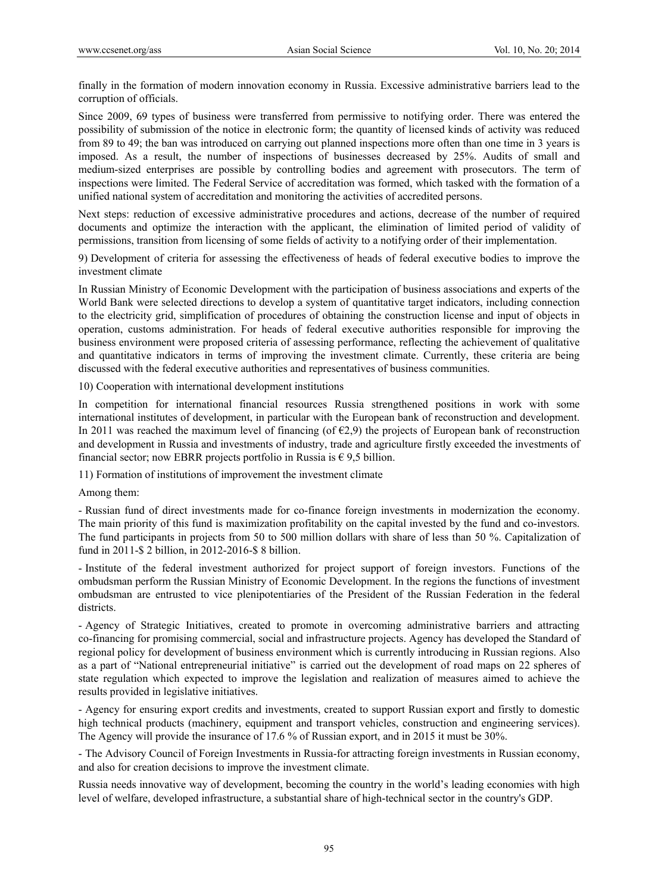finally in the formation of modern innovation economy in Russia. Excessive administrative barriers lead to the corruption of officials.

Since 2009, 69 types of business were transferred from permissive to notifying order. There was entered the possibility of submission of the notice in electronic form; the quantity of licensed kinds of activity was reduced from 89 to 49; the ban was introduced on carrying out planned inspections more often than one time in 3 years is imposed. As a result, the number of inspections of businesses decreased by 25%. Audits of small and medium-sized enterprises are possible by controlling bodies and agreement with prosecutors. The term of inspections were limited. The Federal Service of accreditation was formed, which tasked with the formation of a unified national system of accreditation and monitoring the activities of accredited persons.

Next steps: reduction of excessive administrative procedures and actions, decrease of the number of required documents and optimize the interaction with the applicant, the elimination of limited period of validity of permissions, transition from licensing of some fields of activity to a notifying order of their implementation.

9) Development of criteria for assessing the effectiveness of heads of federal executive bodies to improve the investment climate

In Russian Ministry of Economic Development with the participation of business associations and experts of the World Bank were selected directions to develop a system of quantitative target indicators, including connection to the electricity grid, simplification of procedures of obtaining the construction license and input of objects in operation, customs administration. For heads of federal executive authorities responsible for improving the business environment were proposed criteria of assessing performance, reflecting the achievement of qualitative and quantitative indicators in terms of improving the investment climate. Currently, these criteria are being discussed with the federal executive authorities and representatives of business communities.

10) Cooperation with international development institutions

In competition for international financial resources Russia strengthened positions in work with some international institutes of development, in particular with the European bank of reconstruction and development. In 2011 was reached the maximum level of financing (of €2,9) the projects of European bank of reconstruction and development in Russia and investments of industry, trade and agriculture firstly exceeded the investments of financial sector; now EBRR projects portfolio in Russia is € 9,5 billion.

11) Formation of institutions of improvement the investment climate

Among them:

- Russian fund of direct investments made for co-finance foreign investments in modernization the economy. The main priority of this fund is maximization profitability on the capital invested by the fund and co-investors. The fund participants in projects from 50 to 500 million dollars with share of less than 50 %. Capitalization of fund in 2011-$ 2 billion, in 2012-2016-$ 8 billion.

- Institute of the federal investment authorized for project support of foreign investors. Functions of the ombudsman perform the Russian Ministry of Economic Development. In the regions the functions of investment ombudsman are entrusted to vice plenipotentiaries of the President of the Russian Federation in the federal districts.

- Agency of Strategic Initiatives, created to promote in overcoming administrative barriers and attracting co-financing for promising commercial, social and infrastructure projects. Agency has developed the Standard of regional policy for development of business environment which is currently introducing in Russian regions. Also as a part of "National entrepreneurial initiative" is carried out the development of road maps on 22 spheres of state regulation which expected to improve the legislation and realization of measures aimed to achieve the results provided in legislative initiatives.

- Agency for ensuring export credits and investments, created to support Russian export and firstly to domestic high technical products (machinery, equipment and transport vehicles, construction and engineering services). The Agency will provide the insurance of 17.6 % of Russian export, and in 2015 it must be 30%.

- The Advisory Council of Foreign Investments in Russia-for attracting foreign investments in Russian economy, and also for creation decisions to improve the investment climate.

Russia needs innovative way of development, becoming the country in the world's leading economies with high level of welfare, developed infrastructure, a substantial share of high-technical sector in the country's GDP.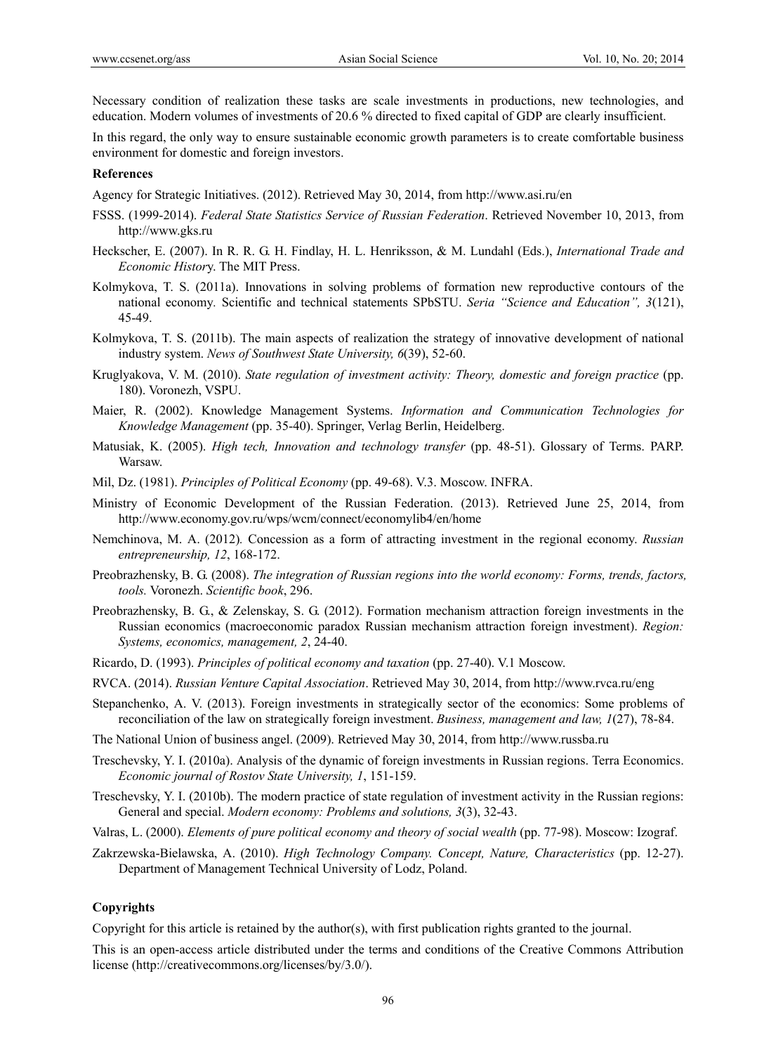Necessary condition of realization these tasks are scale investments in productions, new technologies, and education. Modern volumes of investments of 20.6 % directed to fixed capital of GDP are clearly insufficient.

In this regard, the only way to ensure sustainable economic growth parameters is to create comfortable business environment for domestic and foreign investors.

**References**

Agency for Strategic Initiatives. (2012). Retrieved May 30, 2014, from http://www.asi.ru/en

FSSS. (1999-2014). *Federal State Statistics Service of Russian Federation*. Retrieved November 10, 2013, from http://www.gks.ru

Heckscher, E. (2007). In R. R. G. H. Findlay, H. L. Henriksson, & M. Lundahl (Eds.), *International Trade and Economic Histor*y. The MIT Press.

Kolmykova, T. S. (2011a). Innovations in solving problems of formation new reproductive contours of the national economy*.* Scientific and technical statements SPbSTU. *Seria "Science and Education", 3*(121), 45-49.

Kolmykova, T. S. (2011b). The main aspects of realization the strategy of innovative development of national industry system. *News of Southwest State University, 6*(39), 52-60.

Kruglyakova, V. M. (2010). *State regulation of investment activity: Theory, domestic and foreign practice* (pp. 180). Voronezh, VSPU.

Maier, R. (2002). Knowledge Management Systems. *Information and Communication Technologies for Knowledge Management* (pp. 35-40). Springer, Verlag Berlin, Heidelberg.

Matusiak, K. (2005). *High tech, Innovation and technology transfer* (pp. 48-51). Glossary of Terms. PARP. Warsaw.

Mil, Dz. (1981). *Principles of Political Economy* (pp. 49-68). V.3. Moscow. INFRA.

Ministry of Economic Development of the Russian Federation. (2013). Retrieved June 25, 2014, from http://www.economy.gov.ru/wps/wcm/connect/economylib4/en/home

Nemchinova, M. A. (2012)*.* Concession as a form of attracting investment in the regional economy. *Russian entrepreneurship, 12*, 168-172.

Preobrazhensky, B. G. (2008). *The integration of Russian regions into the world economy: Forms, trends, factors, tools.* Voronezh. *Scientific book*, 296.

Preobrazhensky, B. G., & Zelenskay, S. G. (2012). Formation mechanism attraction foreign investments in the Russian economics (macroeconomic paradox Russian mechanism attraction foreign investment). *Region: Systems, economics, management, 2*, 24-40.

Ricardo, D. (1993). *Principles of political economy and taxation* (pp. 27-40). V.1 Moscow.

RVCA. (2014). *Russian Venture Capital Association*. Retrieved May 30, 2014, from http://www.rvca.ru/eng

Stepanchenko, A. V. (2013). Foreign investments in strategically sector of the economics: Some problems of reconciliation of the law on strategically foreign investment. *Business, management and law, 1*(27), 78-84.

The National Union of business angel. (2009). Retrieved May 30, 2014, from http://www.russba.ru

Treschevsky, Y. I. (2010a). Analysis of the dynamic of foreign investments in Russian regions. Terra Economics. *Economic journal of Rostov State University, 1*, 151-159.

Treschevsky, Y. I. (2010b). The modern practice of state regulation of investment activity in the Russian regions: General and special. *Modern economy: Problems and solutions, 3*(3), 32-43.

Valras, L. (2000). *Elements of pure political economy and theory of social wealth* (pp. 77-98). Moscow: Izograf.

Zakrzewska-Bielawska, A. (2010). *High Technology Company. Concept, Nature, Characteristics* (pp. 12-27). Department of Management Technical University of Lodz, Poland.

**Copyrights**

Copyright for this article is retained by the author(s), with first publication rights granted to the journal.

This is an open-access article distributed under the terms and conditions of the Creative Commons Attribution license (http://creativecommons.org/licenses/by/3.0/).